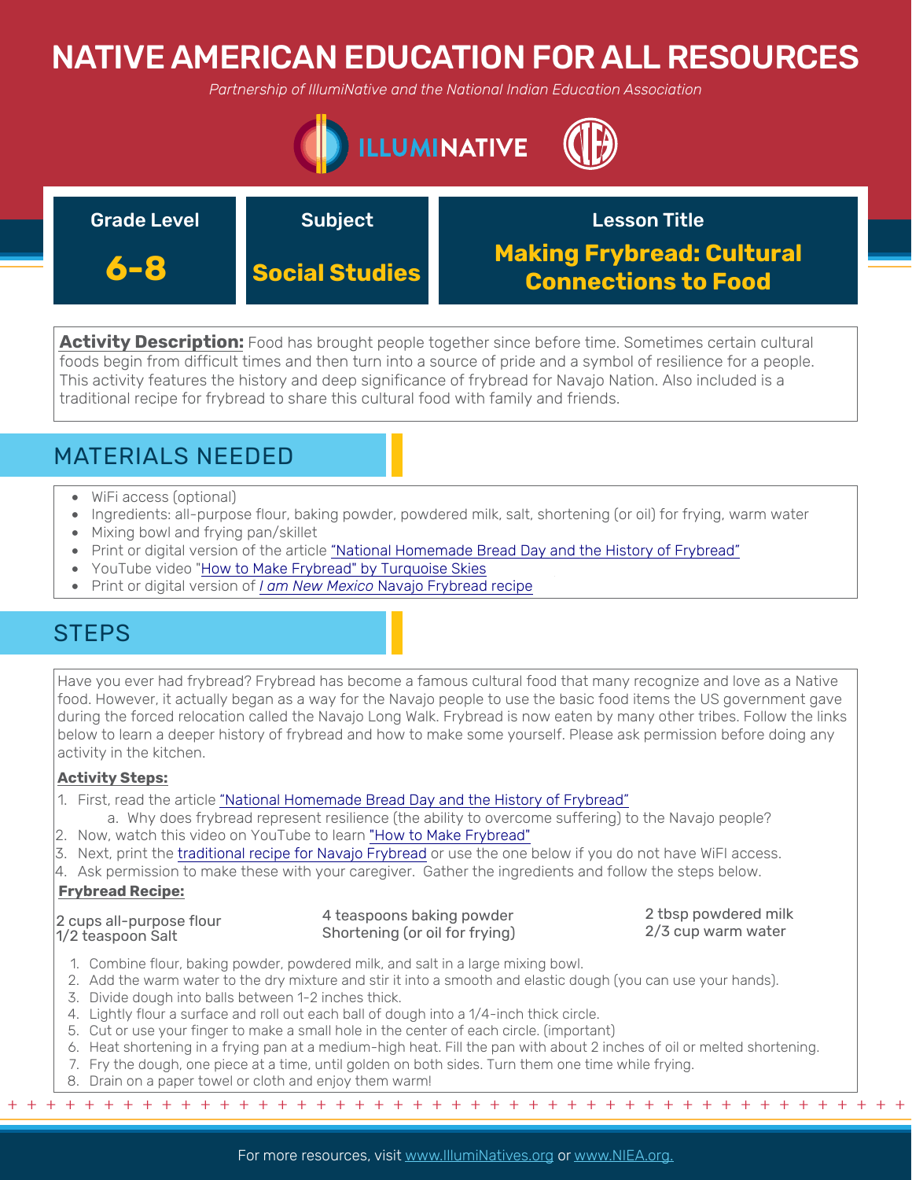# NATIVE AMERICAN EDUCATION FOR ALL RESOURCES

*Partnership of IllumiNative and the National Indian Education Association*

| Grade Level | Subject | Lesson Title |
|---|---|---|
| **6-8** | **Social Studies** | **Making Frybread: Cultural Connections to Food** |

**Activity Description:** Food has brought people together since before time. Sometimes certain cultural foods begin from difficult times and then turn into a source of pride and a symbol of resilience for a people. This activity features the history and deep significance of frybread for Navajo Nation. Also included is a traditional recipe for frybread to share this cultural food with family and friends.

## MATERIALS NEEDED

- WiFi access (optional)
- Ingredients: all-purpose flour, baking powder, powdered milk, salt, shortening (or oil) for frying, warm water
- Mixing bowl and frying pan/skillet
- Print or digital version of the article "National Homemade Bread Day and the History of Frybread"
- YouTube video "How to Make Frybread" by Turquoise Skies
- Print or digital version of *I am New Mexico* Navajo Frybread recipe

## STEPS

Have you ever had frybread? Frybread has become a famous cultural food that many recognize and love as a Native food. However, it actually began as a way for the Navajo people to use the basic food items the US government gave during the forced relocation called the Navajo Long Walk. Frybread is now eaten by many other tribes. Follow the links below to learn a deeper history of frybread and how to make some yourself. Please ask permission before doing any activity in the kitchen.

**Activity Steps:**

1. First, read the article "National Homemade Bread Day and the History of Frybread"
   a. Why does frybread represent resilience (the ability to overcome suffering) to the Navajo people?
2. Now, watch this video on YouTube to learn "How to Make Frybread"
3. Next, print the traditional recipe for Navajo Frybread or use the one below if you do not have WiFI access.
4. Ask permission to make these with your caregiver. Gather the ingredients and follow the steps below.

**Frybread Recipe:**

- 2 cups all-purpose flour
- 1/2 teaspoon Salt
- 4 teaspoons baking powder
- Shortening (or oil for frying)
- 2 tbsp powdered milk
- 2/3 cup warm water

1. Combine flour, baking powder, powdered milk, and salt in a large mixing bowl.
2. Add the warm water to the dry mixture and stir it into a smooth and elastic dough (you can use your hands).
3. Divide dough into balls between 1-2 inches thick.
4. Lightly flour a surface and roll out each ball of dough into a 1/4-inch thick circle.
5. Cut or use your finger to make a small hole in the center of each circle. (important)
6. Heat shortening in a frying pan at a medium-high heat. Fill the pan with about 2 inches of oil or melted shortening.
7. Fry the dough, one piece at a time, until golden on both sides. Turn them one time while frying.
8. Drain on a paper towel or cloth and enjoy them warm!

For more resources, visit www.IllumiNatives.org or www.NIEA.org.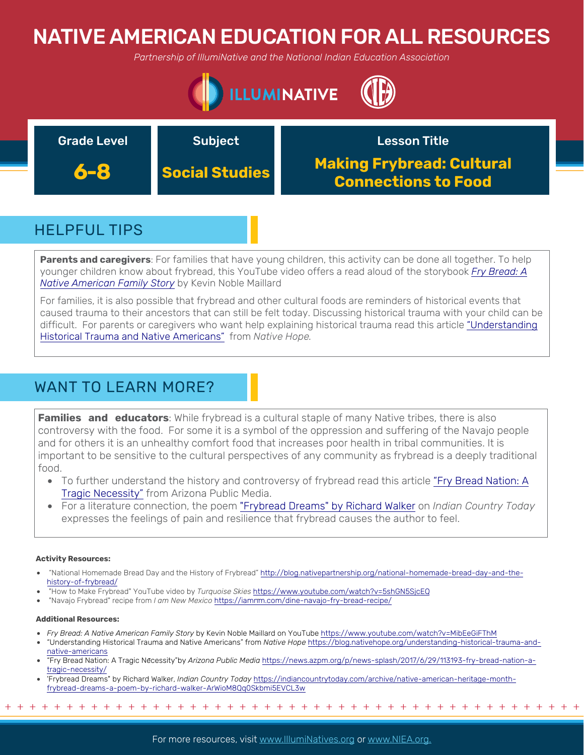# NATIVE AMERICAN EDUCATION FOR ALL RESOURCES

*Partnership of IllumiNative and the National Indian Education Association*

| Grade Level | Subject | Lesson Title |
|---|---|---|
| **6-8** | **Social Studies** | **Making Frybread: Cultural Connections to Food** |

## HELPFUL TIPS

**Parents and caregivers**: For families that have young children, this activity can be done all together. To help younger children know about frybread, this YouTube video offers a read aloud of the storybook *Fry Bread: A Native American Family Story* by Kevin Noble Maillard

For families, it is also possible that frybread and other cultural foods are reminders of historical events that caused trauma to their ancestors that can still be felt today. Discussing historical trauma with your child can be difficult. For parents or caregivers who want help explaining historical trauma read this article "Understanding Historical Trauma and Native Americans" from *Native Hope.*

## WANT TO LEARN MORE?

**Families and educators**: While frybread is a cultural staple of many Native tribes, there is also controversy with the food. For some it is a symbol of the oppression and suffering of the Navajo people and for others it is an unhealthy comfort food that increases poor health in tribal communities. It is important to be sensitive to the cultural perspectives of any community as frybread is a deeply traditional food.

- To further understand the history and controversy of frybread read this article "Fry Bread Nation: A Tragic Necessity" from Arizona Public Media.
- For a literature connection, the poem "Frybread Dreams" by Richard Walker on *Indian Country Today* expresses the feelings of pain and resilience that frybread causes the author to feel.

**Activity Resources:**

- "National Homemade Bread Day and the History of Frybread" http://blog.nativepartnership.org/national-homemade-bread-day-and-the-history-of-frybread/
- "How to Make Frybread" YouTube video by *Turquoise Skies* https://www.youtube.com/watch?v=5shGN5SjcEQ
- "Navajo Frybread" recipe from *I am New Mexico* https://iamnm.com/dine-navajo-fry-bread-recipe/

**Additional Resources:**

- *Fry Bread: A Native American Family Story* by Kevin Noble Maillard on YouTube https://www.youtube.com/watch?v=MibEeGiFThM
- "Understanding Historical Trauma and Native Americans" from *Native Hope* https://blog.nativehope.org/understanding-historical-trauma-and-native-americans
- "Fry Bread Nation: A Tragic Necessity"by *Arizona Public Media* https://news.azpm.org/p/news-splash/2017/6/29/113193-fry-bread-nation-a-tragic-necessity/
- 'Frybread Dreams" by Richard Walker, *Indian Country Today* https://indiancountrytoday.com/archive/native-american-heritage-month-frybread-dreams-a-poem-by-richard-walker-ArWioM8Qq0Skbmi5EVCL3w

For more resources, visit www.IllumiNatives.org or www.NIEA.org.